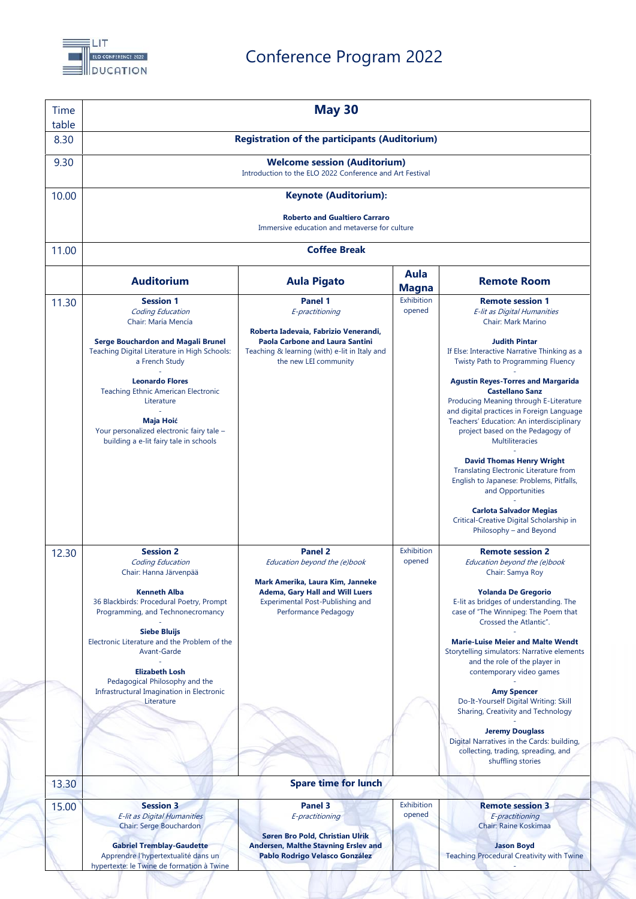# Conference Program 2022

| Time table | May 30 | | | |
|---|---|---|---|---|
| 8.30 | **Registration of the participants (Auditorium)** | | | |
| 9.30 | **Welcome session (Auditorium)**<br>Introduction to the ELO 2022 Conference and Art Festival | | | |
| 10.00 | **Keynote (Auditorium):**<br>**Roberto and Gualtiero Carraro**<br>Immersive education and metaverse for culture | | | |
| 11.00 | **Coffee Break** | | | |
| | **Auditorium** | **Aula Pigato** | **Aula Magna** | **Remote Room** |
| 11.30 | **Session 1**<br>*Coding Education*<br>Chair: María Mencía<br><br>**Serge Bouchardon and Magali Brunel**<br>Teaching Digital Literature in High Schools: a French Study<br>-<br>**Leonardo Flores**<br>Teaching Ethnic American Electronic Literature<br>-<br>**Maja Hoić**<br>Your personalized electronic fairy tale – building a e-lit fairy tale in schools | **Panel 1**<br>*E-practitioning*<br><br>**Roberta Iadevaia, Fabrizio Venerandi, Paola Carbone and Laura Santini**<br>Teaching & learning (with) e-lit in Italy and the new LEI community | Exhibition opened | **Remote session 1**<br>*E-lit as Digital Humanities*<br>Chair: Mark Marino<br><br>**Judith Pintar**<br>If Else: Interactive Narrative Thinking as a Twisty Path to Programming Fluency<br>-<br>**Agustín Reyes-Torres and Margarida Castellano Sanz**<br>Producing Meaning through E-Literature and digital practices in Foreign Language Teachers' Education: An interdisciplinary project based on the Pedagogy of Multiliteracies<br>-<br>**David Thomas Henry Wright**<br>Translating Electronic Literature from English to Japanese: Problems, Pitfalls, and Opportunities<br>-<br>**Carlota Salvador Megias**<br>Critical-Creative Digital Scholarship in Philosophy – and Beyond |
| 12.30 | **Session 2**<br>*Coding Education*<br>Chair: Hanna Järvenpää<br><br>**Kenneth Alba**<br>36 Blackbirds: Procedural Poetry, Prompt Programming, and Technonecromancy<br>-<br>**Siebe Bluijs**<br>Electronic Literature and the Problem of the Avant-Garde<br>-<br>**Elizabeth Losh**<br>Pedagogical Philosophy and the Infrastructural Imagination in Electronic Literature | **Panel 2**<br>*Education beyond the (e)book*<br><br>**Mark Amerika, Laura Kim, Janneke Adema, Gary Hall and Will Luers**<br>Experimental Post-Publishing and Performance Pedagogy | Exhibition opened | **Remote session 2**<br>*Education beyond the (e)book*<br>Chair: Samya Roy<br><br>**Yolanda De Gregorio**<br>E-lit as bridges of understanding. The case of "The Winnipeg: The Poem that Crossed the Atlantic".<br>-<br>**Marie-Luise Meier and Malte Wendt**<br>Storytelling simulators: Narrative elements and the role of the player in contemporary video games<br>-<br>**Amy Spencer**<br>Do-It-Yourself Digital Writing: Skill Sharing, Creativity and Technology<br>-<br>**Jeremy Douglass**<br>Digital Narratives in the Cards: building, collecting, trading, spreading, and shuffling stories |
| 13.30 | **Spare time for lunch** | | | |
| 15.00 | **Session 3**<br>*E-lit as Digital Humanities*<br>Chair: Serge Bouchardon<br><br>**Gabriel Tremblay-Gaudette**<br>Apprendre l'hypertextualité dans un hypertexte: le Twine de formation à Twine | **Panel 3**<br>*E-practitioning*<br><br>**Søren Bro Pold, Christian Ulrik Andersen, Malthe Stavning Erslev and Pablo Rodrigo Velasco González** | Exhibition opened | **Remote session 3**<br>*E-practitioning*<br>Chair: Raine Koskimaa<br><br>**Jason Boyd**<br>Teaching Procedural Creativity with Twine<br>- |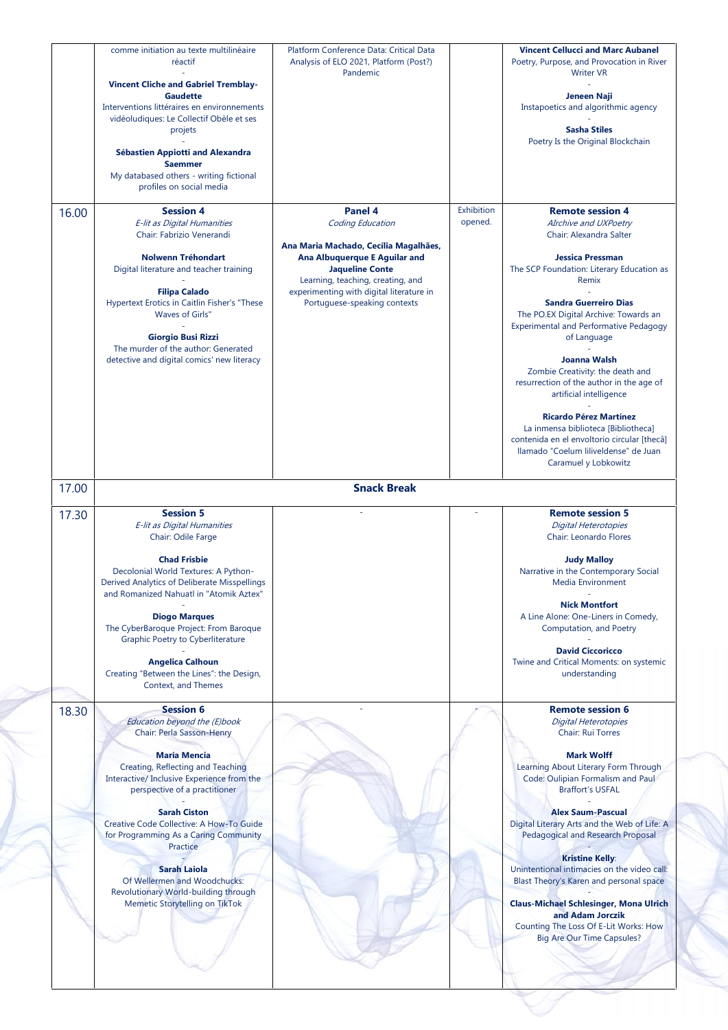| | | | | |
|---|---|---|---|---|
| | comme initiation au texte multilinéaire réactif<br>-<br>**Vincent Cliche and Gabriel Tremblay-Gaudette**<br>Interventions littéraires en environnements vidéoludiques: Le Collectif Obèle et ses projets<br>-<br>**Sébastien Appiotti and Alexandra Saemmer**<br>My databased others - writing fictional profiles on social media | Platform Conference Data: Critical Data Analysis of ELO 2021, Platform (Post?) Pandemic | | **Vincent Cellucci and Marc Aubanel**<br>Poetry, Purpose, and Provocation in River Writer VR<br>-<br>**Jeneen Naji**<br>Instapoetics and algorithmic agency<br>-<br>**Sasha Stiles**<br>Poetry Is the Original Blockchain |
| 16.00 | **Session 4**<br>*E-lit as Digital Humanities*<br>Chair: Fabrizio Venerandi<br><br>**Nolwenn Tréhondart**<br>Digital literature and teacher training<br>-<br>**Filipa Calado**<br>Hypertext Erotics in Caitlin Fisher's "These Waves of Girls"<br>-<br>**Giorgio Busi Rizzi**<br>The murder of the author: Generated detective and digital comics' new literacy | **Panel 4**<br>*Coding Education*<br><br>**Ana Maria Machado, Cecília Magalhães, Ana Albuquerque E Aguilar and Jaqueline Conte**<br>Learning, teaching, creating, and experimenting with digital literature in Portuguese-speaking contexts | Exhibition opened. | **Remote session 4**<br>*AIrchive and UXPoetry*<br>Chair: Alexandra Salter<br><br>**Jessica Pressman**<br>The SCP Foundation: Literary Education as Remix<br>-<br>**Sandra Guerreiro Dias**<br>The PO.EX Digital Archive: Towards an Experimental and Performative Pedagogy of Language<br>-<br>**Joanna Walsh**<br>Zombie Creativity: the death and resurrection of the author in the age of artificial intelligence<br>-<br>**Ricardo Pérez Martínez**<br>La inmensa biblioteca [Bibliotheca] contenida en el envoltorio circular [thecâ] llamado "Coelum liliveldense" de Juan Caramuel y Lobkowitz |
| 17.00 | **Snack Break** | | | |
| 17.30 | **Session 5**<br>*E-lit as Digital Humanities*<br>Chair: Odile Farge<br><br>**Chad Frisbie**<br>Decolonial World Textures: A Python-Derived Analytics of Deliberate Misspellings and Romanized Nahuatl in "Atomik Aztex"<br>-<br>**Diogo Marques**<br>The CyberBaroque Project: From Baroque Graphic Poetry to Cyberliterature<br>-<br>**Angelica Calhoun**<br>Creating "Between the Lines": the Design, Context, and Themes | - | - | **Remote session 5**<br>*Digital Heterotopies*<br>Chair: Leonardo Flores<br><br>**Judy Malloy**<br>Narrative in the Contemporary Social Media Environment<br>-<br>**Nick Montfort**<br>A Line Alone: One-Liners in Comedy, Computation, and Poetry<br>-<br>**David Ciccoricco**<br>Twine and Critical Moments: on systemic understanding |
| 18.30 | **Session 6**<br>*Education beyond the (E)book*<br>Chair: Perla Sasson-Henry<br><br>**María Mencía**<br>Creating, Reflecting and Teaching Interactive/ Inclusive Experience from the perspective of a practitioner<br>-<br>**Sarah Ciston**<br>Creative Code Collective: A How-To Guide for Programming As a Caring Community Practice<br>-<br>**Sarah Laiola**<br>Of Wellermen and Woodchucks: Revolutionary World-building through Memetic Storytelling on TikTok | - | - | **Remote session 6**<br>*Digital Heterotopies*<br>Chair: Rui Torres<br><br>**Mark Wolff**<br>Learning About Literary Form Through Code: Oulipian Formalism and Paul Braffort's USFAL<br>-<br>**Alex Saum-Pascual**<br>Digital Literary Arts and the Web of Life: A Pedagogical and Research Proposal<br>-<br>**Kristine Kelly**:<br>Unintentional intimacies on the video call: Blast Theory's Karen and personal space<br>-<br>**Claus-Michael Schlesinger, Mona Ulrich and Adam Jorczik**<br>Counting The Loss Of E-Lit Works: How Big Are Our Time Capsules? |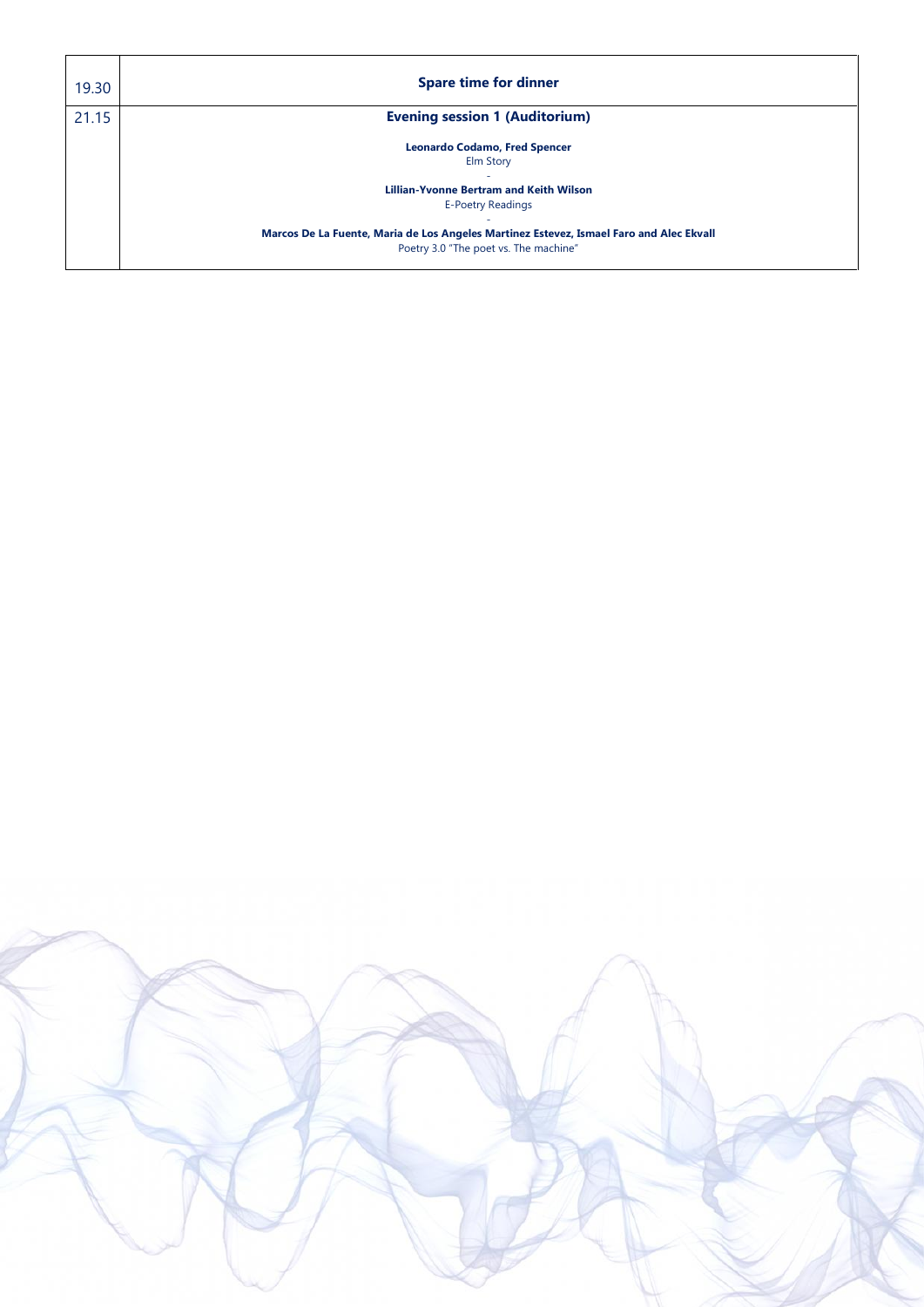| | |
|---|---|
| 19.30 | **Spare time for dinner** |
| 21.15 | **Evening session 1 (Auditorium)**<br><br>**Leonardo Codamo, Fred Spencer**<br>Elm Story<br>-<br>**Lillian-Yvonne Bertram and Keith Wilson**<br>E-Poetry Readings<br>-<br>**Marcos De La Fuente, Maria de Los Angeles Martinez Estevez, Ismael Faro and Alec Ekvall**<br>Poetry 3.0 "The poet vs. The machine" |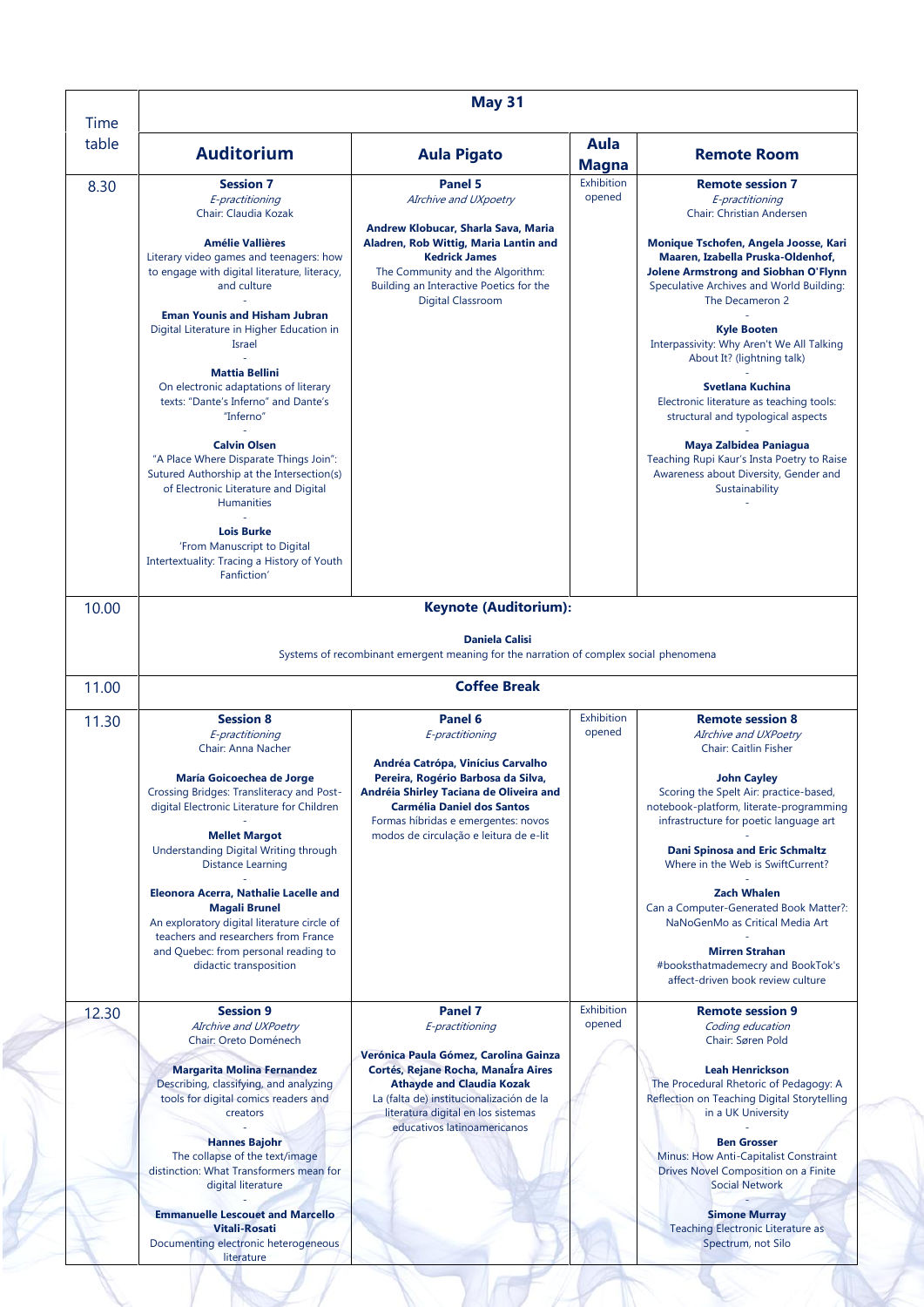| Time table | May 31 | | | |
|---|---|---|---|---|
| | **Auditorium** | **Aula Pigato** | **Aula Magna** | **Remote Room** |
| 8.30 | **Session 7**<br>*E-practitioning*<br>Chair: Claudia Kozak<br><br>**Amélie Vallières**<br>Literary video games and teenagers: how to engage with digital literature, literacy, and culture<br>-<br>**Eman Younis and Hisham Jubran**<br>Digital Literature in Higher Education in Israel<br>-<br>**Mattia Bellini**<br>On electronic adaptations of literary texts: "Dante's Inferno" and Dante's "Inferno"<br>-<br>**Calvin Olsen**<br>"A Place Where Disparate Things Join": Sutured Authorship at the Intersection(s) of Electronic Literature and Digital Humanities<br>-<br>**Lois Burke**<br>'From Manuscript to Digital Intertextuality: Tracing a History of Youth Fanfiction' | **Panel 5**<br>*Alrchive and UXpoetry*<br><br>**Andrew Klobucar, Sharla Sava, Maria Aladren, Rob Wittig, Maria Lantin and Kedrick James**<br>The Community and the Algorithm: Building an Interactive Poetics for the Digital Classroom | Exhibition opened | **Remote session 7**<br>*E-practitioning*<br>Chair: Christian Andersen<br><br>**Monique Tschofen, Angela Joosse, Kari Maaren, Izabella Pruska-Oldenhof, Jolene Armstrong and Siobhan O'Flynn**<br>Speculative Archives and World Building: The Decameron 2<br>-<br>**Kyle Booten**<br>Interpassivity: Why Aren't We All Talking About It? (lightning talk)<br>-<br>**Svetlana Kuchina**<br>Electronic literature as teaching tools: structural and typological aspects<br>-<br>**Maya Zalbidea Paniagua**<br>Teaching Rupi Kaur's Insta Poetry to Raise Awareness about Diversity, Gender and Sustainability<br>- |
| 10.00 | **Keynote (Auditorium):**<br><br>**Daniela Calisi**<br>Systems of recombinant emergent meaning for the narration of complex social phenomena | | | |
| 11.00 | **Coffee Break** | | | |
| 11.30 | **Session 8**<br>*E-practitioning*<br>Chair: Anna Nacher<br><br>**María Goicoechea de Jorge**<br>Crossing Bridges: Transliteracy and Post-digital Electronic Literature for Children<br>-<br>**Mellet Margot**<br>Understanding Digital Writing through Distance Learning<br>-<br>**Eleonora Acerra, Nathalie Lacelle and Magali Brunel**<br>An exploratory digital literature circle of teachers and researchers from France and Quebec: from personal reading to didactic transposition | **Panel 6**<br>*E-practitioning*<br><br>**Andréa Catrópa, Vinícius Carvalho Pereira, Rogério Barbosa da Silva, Andréia Shirley Taciana de Oliveira and Carmélia Daniel dos Santos**<br>Formas híbridas e emergentes: novos modos de circulação e leitura de e-lit | Exhibition opened | **Remote session 8**<br>*Alrchive and UXPoetry*<br>Chair: Caitlin Fisher<br><br>**John Cayley**<br>Scoring the Spelt Air: practice-based, notebook-platform, literate-programming infrastructure for poetic language art<br>-<br>**Dani Spinosa and Eric Schmaltz**<br>Where in the Web is SwiftCurrent?<br>-<br>**Zach Whalen**<br>Can a Computer-Generated Book Matter?: NaNoGenMo as Critical Media Art<br>-<br>**Mirren Strahan**<br>#booksthatmademecry and BookTok's affect-driven book review culture |
| 12.30 | **Session 9**<br>*Alrchive and UXPoetry*<br>Chair: Oreto Doménech<br><br>**Margarita Molina Fernandez**<br>Describing, classifying, and analyzing tools for digital comics readers and creators<br>-<br>**Hannes Bajohr**<br>The collapse of the text/image distinction: What Transformers mean for digital literature<br>-<br>**Emmanuelle Lescouet and Marcello Vitali-Rosati**<br>Documenting electronic heterogeneous literature | **Panel 7**<br>*E-practitioning*<br><br>**Verónica Paula Gómez, Carolina Gainza Cortés, Rejane Rocha, Manaíra Aires Athayde and Claudia Kozak**<br>La (falta de) institucionalización de la literatura digital en los sistemas educativos latinoamericanos | Exhibition opened | **Remote session 9**<br>*Coding education*<br>Chair: Søren Pold<br><br>**Leah Henrickson**<br>The Procedural Rhetoric of Pedagogy: A Reflection on Teaching Digital Storytelling in a UK University<br>-<br>**Ben Grosser**<br>Minus: How Anti-Capitalist Constraint Drives Novel Composition on a Finite Social Network<br>-<br>**Simone Murray**<br>Teaching Electronic Literature as Spectrum, not Silo |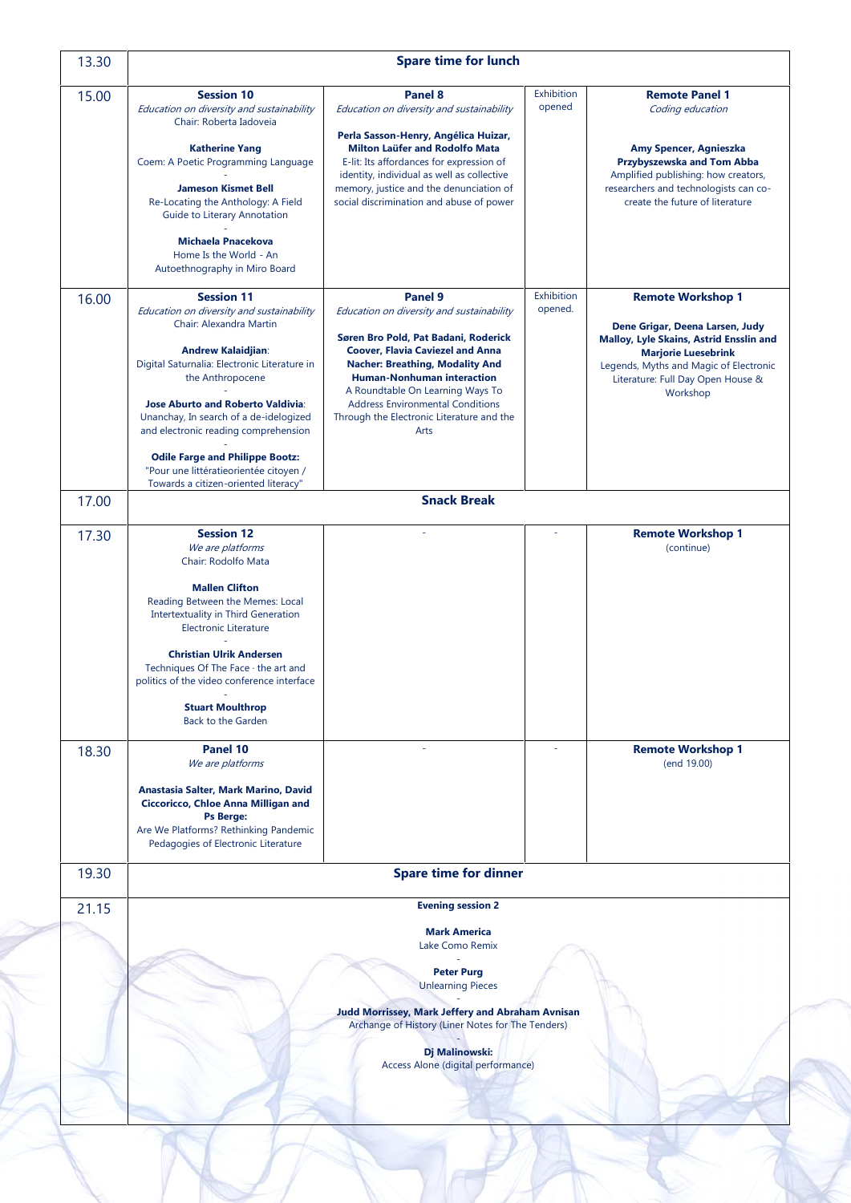| | | | | |
|---|---|---|---|---|
| 13.30 | **Spare time for lunch** | | | |
| 15.00 | **Session 10**<br>*Education on diversity and sustainability*<br>Chair: Roberta Iadoveia<br><br>**Katherine Yang**<br>Coem: A Poetic Programming Language<br>-<br>**Jameson Kismet Bell**<br>Re-Locating the Anthology: A Field Guide to Literary Annotation<br>-<br>**Michaela Pnacekova**<br>Home Is the World - An Autoethnography in Miro Board | **Panel 8**<br>*Education on diversity and sustainability*<br><br>**Perla Sasson-Henry, Angélica Huizar, Milton Laüfer and Rodolfo Mata**<br>E-lit: Its affordances for expression of identity, individual as well as collective memory, justice and the denunciation of social discrimination and abuse of power | Exhibition opened | **Remote Panel 1**<br>*Coding education*<br><br>**Amy Spencer, Agnieszka Przybyszewska and Tom Abba**<br>Amplified publishing: how creators, researchers and technologists can co-create the future of literature |
| 16.00 | **Session 11**<br>*Education on diversity and sustainability*<br>Chair: Alexandra Martin<br><br>**Andrew Kalaidjian**:<br>Digital Saturnalia: Electronic Literature in the Anthropocene<br>-<br>**Jose Aburto and Roberto Valdivia**:<br>Unanchay, In search of a de-idelogized and electronic reading comprehension<br>-<br>**Odile Farge and Philippe Bootz:**<br>"Pour une littératieorientée citoyen / Towards a citizen-oriented literacy" | **Panel 9**<br>*Education on diversity and sustainability*<br><br>**Søren Bro Pold, Pat Badani, Roderick Coover, Flavia Caviezel and Anna Nacher: Breathing, Modality And Human-Nonhuman interaction**<br>A Roundtable On Learning Ways To Address Environmental Conditions Through the Electronic Literature and the Arts | Exhibition opened. | **Remote Workshop 1**<br><br>**Dene Grigar, Deena Larsen, Judy Malloy, Lyle Skains, Astrid Ensslin and Marjorie Luesebrink**<br>Legends, Myths and Magic of Electronic Literature: Full Day Open House & Workshop |
| 17.00 | **Snack Break** | | | |
| 17.30 | **Session 12**<br>*We are platforms*<br>Chair: Rodolfo Mata<br><br>**Mallen Clifton**<br>Reading Between the Memes: Local Intertextuality in Third Generation Electronic Literature<br>-<br>**Christian Ulrik Andersen**<br>Techniques Of The Face · the art and politics of the video conference interface<br>-<br>**Stuart Moulthrop**<br>Back to the Garden | - | - | **Remote Workshop 1**<br>(continue) |
| 18.30 | **Panel 10**<br>*We are platforms*<br><br>**Anastasia Salter, Mark Marino, David Ciccoricco, Chloe Anna Milligan and Ps Berge:**<br>Are We Platforms? Rethinking Pandemic Pedagogies of Electronic Literature | - | - | **Remote Workshop 1**<br>(end 19.00) |
| 19.30 | **Spare time for dinner** | | | |
| 21.15 | **Evening session 2**<br><br>**Mark America**<br>Lake Como Remix<br>-<br>**Peter Purg**<br>Unlearning Pieces<br>-<br>**Judd Morrissey, Mark Jeffery and Abraham Avnisan**<br>Archange of History (Liner Notes for The Tenders)<br>-<br>**Dj Malinowski:**<br>Access Alone (digital performance) | | | |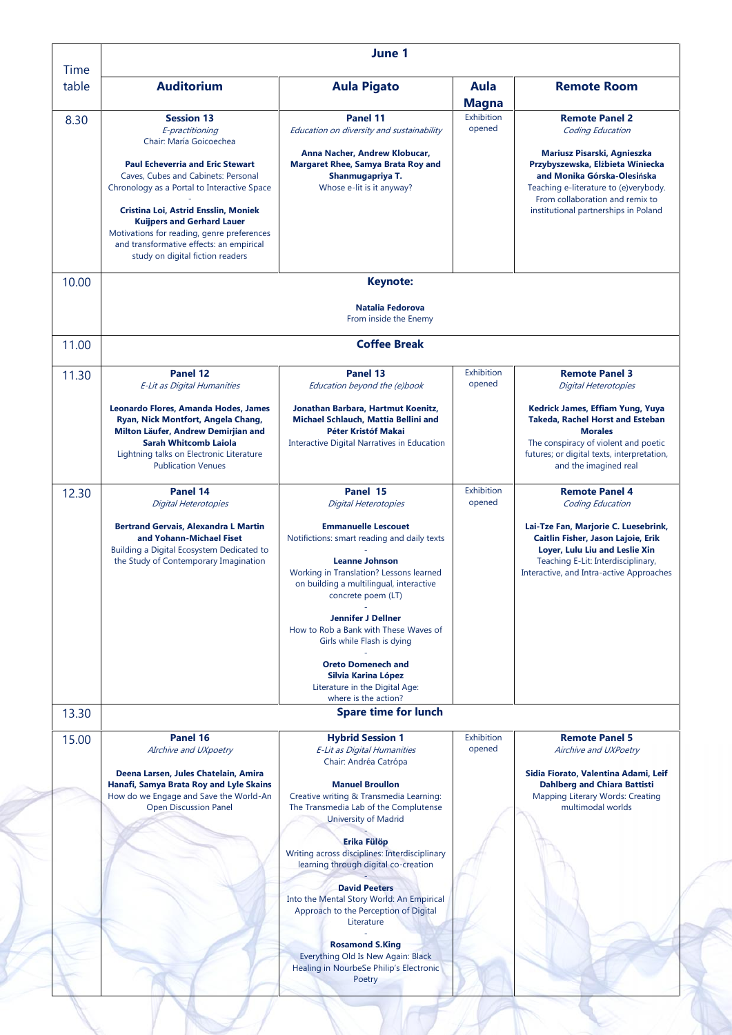| Time table | June 1 | | | |
|---|---|---|---|---|
| | **Auditorium** | **Aula Pigato** | **Aula Magna** | **Remote Room** |
| 8.30 | **Session 13** *E-practitioning* Chair: María Goicoechea **Paul Echeverria and Eric Stewart** Caves, Cubes and Cabinets: Personal Chronology as a Portal to Interactive Space - **Cristina Loi, Astrid Ensslin, Moniek Kuijpers and Gerhard Lauer** Motivations for reading, genre preferences and transformative effects: an empirical study on digital fiction readers | **Panel 11** *Education on diversity and sustainability* **Anna Nacher, Andrew Klobucar, Margaret Rhee, Samya Brata Roy and Shanmugapriya T.** Whose e-lit is it anyway? | Exhibition opened | **Remote Panel 2** *Coding Education* **Mariusz Pisarski, Agnieszka Przybyszewska, Elżbieta Winiecka and Monika Górska-Olesińska** Teaching e-literature to (e)verybody. From collaboration and remix to institutional partnerships in Poland |
| 10.00 | **Keynote:** **Natalia Fedorova** From inside the Enemy | | | |
| 11.00 | **Coffee Break** | | | |
| 11.30 | **Panel 12** *E-Lit as Digital Humanities* **Leonardo Flores, Amanda Hodes, James Ryan, Nick Montfort, Angela Chang, Milton Läufer, Andrew Demirjian and Sarah Whitcomb Laiola** Lightning talks on Electronic Literature Publication Venues | **Panel 13** *Education beyond the (e)book* **Jonathan Barbara, Hartmut Koenitz, Michael Schlauch, Mattia Bellini and Péter Kristóf Makai** Interactive Digital Narratives in Education | Exhibition opened | **Remote Panel 3** *Digital Heterotopies* **Kedrick James, Effiam Yung, Yuya Takeda, Rachel Horst and Esteban Morales** The conspiracy of violent and poetic futures; or digital texts, interpretation, and the imagined real |
| 12.30 | **Panel 14** *Digital Heterotopies* **Bertrand Gervais, Alexandra L Martin and Yohann-Michael Fiset** Building a Digital Ecosystem Dedicated to the Study of Contemporary Imagination | **Panel 15** *Digital Heterotopies* **Emmanuelle Lescouet** Notifictions: smart reading and daily texts - **Leanne Johnson** Working in Translation? Lessons learned on building a multilingual, interactive concrete poem (LT) - **Jennifer J Dellner** How to Rob a Bank with These Waves of Girls while Flash is dying - **Oreto Domenech and Silvia Karina López** Literature in the Digital Age: where is the action? | Exhibition opened | **Remote Panel 4** *Coding Education* **Lai-Tze Fan, Marjorie C. Luesebrink, Caitlin Fisher, Jason Lajoie, Erik Loyer, Lulu Liu and Leslie Xin** Teaching E-Lit: Interdisciplinary, Interactive, and Intra-active Approaches |
| 13.30 | **Spare time for lunch** | | | |
| 15.00 | **Panel 16** *AIrchive and UXpoetry* **Deena Larsen, Jules Chatelain, Amira Hanafi, Samya Brata Roy and Lyle Skains** How do we Engage and Save the World-An Open Discussion Panel | **Hybrid Session 1** *E-Lit as Digital Humanities* Chair: Andréa Catrópa **Manuel Broullon** Creative writing & Transmedia Learning: The Transmedia Lab of the Complutense University of Madrid - **Erika Fülöp** Writing across disciplines: Interdisciplinary learning through digital co-creation - **David Peeters** Into the Mental Story World: An Empirical Approach to the Perception of Digital Literature - **Rosamond S.King** Everything Old Is New Again: Black Healing in NourbeSe Philip's Electronic Poetry | Exhibition opened | **Remote Panel 5** *Airchive and UXPoetry* **Sidia Fiorato, Valentina Adami, Leif Dahlberg and Chiara Battisti** Mapping Literary Words: Creating multimodal worlds |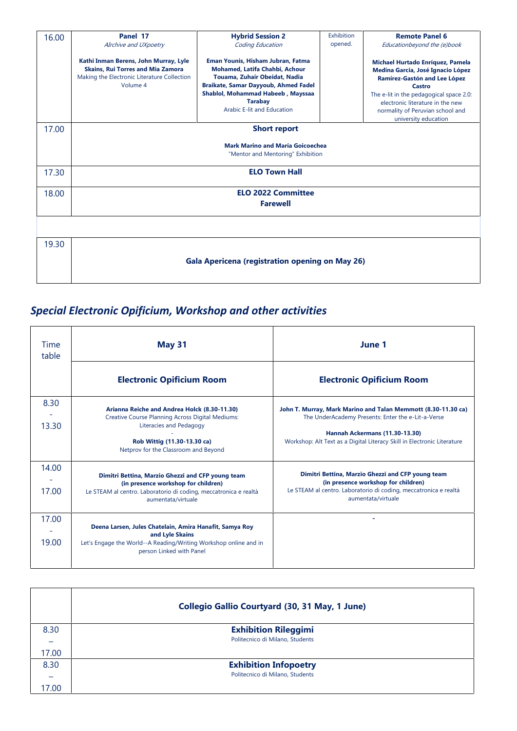| | | | | |
|---|---|---|---|---|
| 16.00 | **Panel 17** *AIrchive and UXpoetry* **Kathi Inman Berens, John Murray, Lyle Skains, Rui Torres and Mia Zamora** Making the Electronic Literature Collection Volume 4 | **Hybrid Session 2** *Coding Education* **Eman Younis, Hisham Jubran, Fatma Mohamed, Latifa Chahbi, Achour Touama, Zuhair Obeidat, Nadia Braikate, Samar Dayyoub, Ahmed Fadel Shablol, Mohammad Habeeb , Mayssaa Tarabay** Arabic E-lit and Education | Exhibition opened. | **Remote Panel 6** *Educationbeyond the (e)book* **Michael Hurtado Enríquez, Pamela Medina García, José Ignacio López Ramírez-Gastón and Lee López Castro** The e-lit in the pedagogical space 2.0: electronic literature in the new normality of Peruvian school and university education |
| 17.00 | **Short report** **Mark Marino and María Goicoechea** "Mentor and Mentoring" Exhibition | | | |
| 17.30 | **ELO Town Hall** | | | |
| 18.00 | **ELO 2022 Committee Farewell** | | | |
| | | | | |
| 19.30 | **Gala Apericena (registration opening on May 26)** | | | |

## *Special Electronic Opificium, Workshop and other activities*

| Time table | **May 31** | **June 1** |
|---|---|---|
| | **Electronic Opificium Room** | **Electronic Opificium Room** |
| 8.30 - 13.30 | **Arianna Reiche and Andrea Holck (8.30-11.30)** Creative Course Planning Across Digital Mediums: Literacies and Pedagogy - **Rob Wittig (11.30-13.30 ca)** Netprov for the Classroom and Beyond | **John T. Murray, Mark Marino and Talan Memmott (8.30-11.30 ca)** The UnderAcademy Presents: Enter the e-Lit-a-Verse - **Hannah Ackermans (11.30-13.30)** Workshop: Alt Text as a Digital Literacy Skill in Electronic Literature |
| 14.00 - 17.00 | **Dimitri Bettina, Marzio Ghezzi and CFP young team (in presence workshop for children)** Le STEAM al centro. Laboratorio di coding, meccatronica e realtà aumentata/virtuale | **Dimitri Bettina, Marzio Ghezzi and CFP young team (in presence workshop for children)** Le STEAM al centro. Laboratorio di coding, meccatronica e realtà aumentata/virtuale |
| 17.00 - 19.00 | **Deena Larsen, Jules Chatelain, Amira Hanafit, Samya Roy and Lyle Skains** Let's Engage the World--A Reading/Writing Workshop online and in person Linked with Panel | - |

| | **Collegio Gallio Courtyard (30, 31 May, 1 June)** |
|---|---|
| 8.30 – 17.00 | **Exhibition Rileggimi** Politecnico di Milano, Students |
| 8.30 – 17.00 | **Exhibition Infopoetry** Politecnico di Milano, Students |